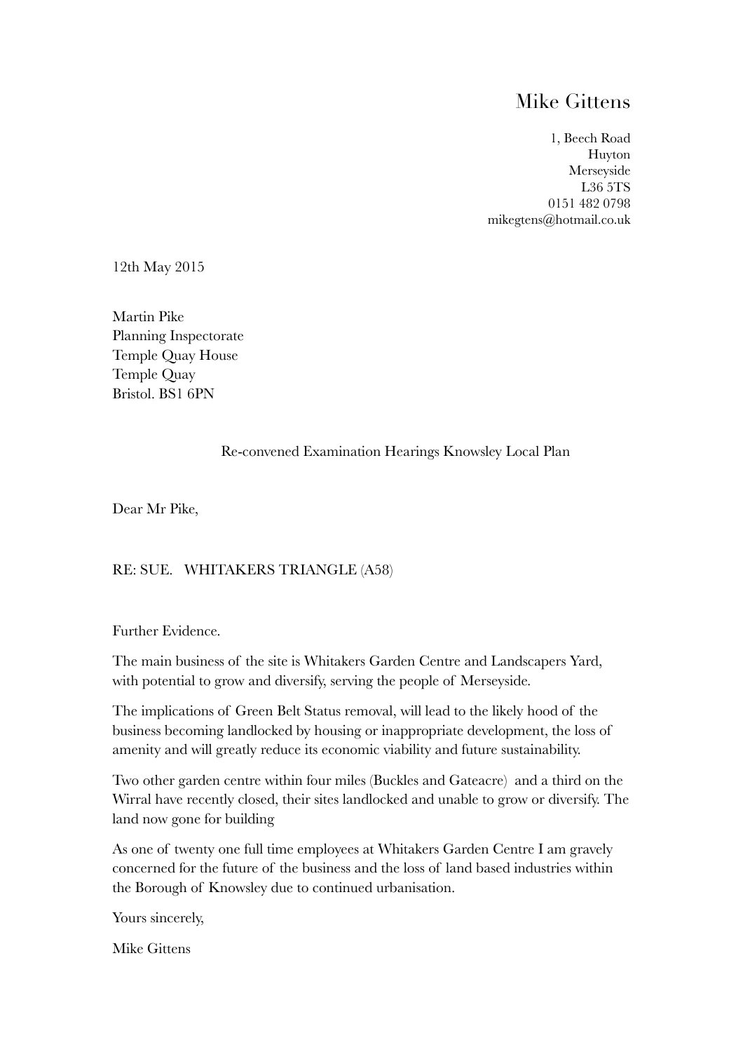# Mike Gittens

1, Beech Road
Huyton
Merseyside
L36 5TS
0151 482 0798
mikegtens@hotmail.co.uk

12th May 2015

Martin Pike
Planning Inspectorate
Temple Quay House
Temple Quay
Bristol. BS1 6PN

Re-convened Examination Hearings Knowsley Local Plan

Dear Mr Pike,

RE: SUE. WHITAKERS TRIANGLE (A58)

Further Evidence.

The main business of the site is Whitakers Garden Centre and Landscapers Yard, with potential to grow and diversify, serving the people of Merseyside.

The implications of Green Belt Status removal, will lead to the likely hood of the business becoming landlocked by housing or inappropriate development, the loss of amenity and will greatly reduce its economic viability and future sustainability.

Two other garden centre within four miles (Buckles and Gateacre) and a third on the Wirral have recently closed, their sites landlocked and unable to grow or diversify. The land now gone for building

As one of twenty one full time employees at Whitakers Garden Centre I am gravely concerned for the future of the business and the loss of land based industries within the Borough of Knowsley due to continued urbanisation.

Yours sincerely,

Mike Gittens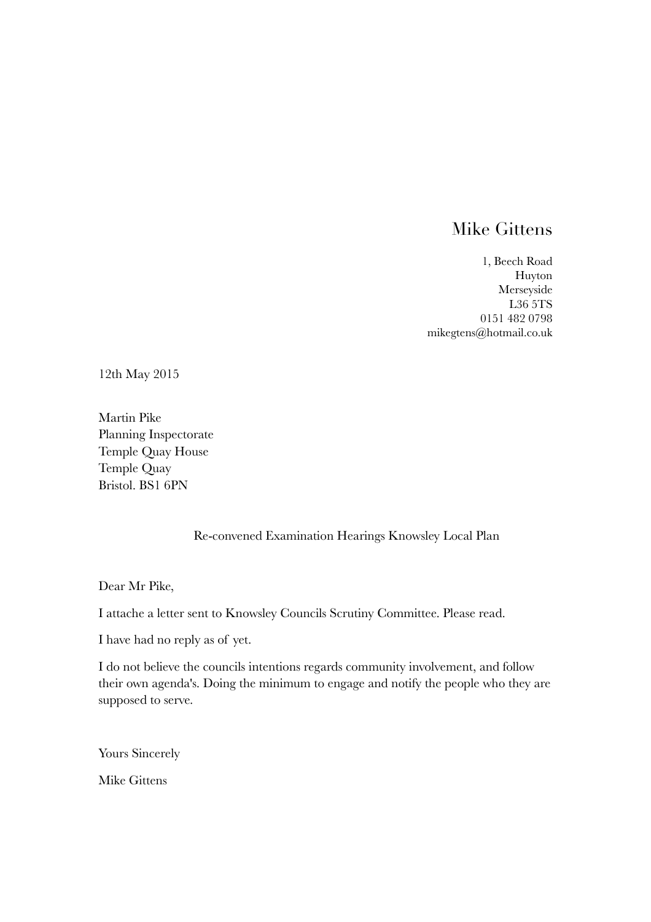Mike Gittens

1, Beech Road  
Huyton  
Merseyside  
L36 5TS  
0151 482 0798  
mikegtens@hotmail.co.uk

12th May 2015

Martin Pike  
Planning Inspectorate  
Temple Quay House  
Temple Quay  
Bristol. BS1 6PN

Re-convened Examination Hearings Knowsley Local Plan

Dear Mr Pike,

I attache a letter sent to Knowsley Councils Scrutiny Committee. Please read.

I have had no reply as of yet.

I do not believe the councils intentions regards community involvement, and follow their own agenda's. Doing the minimum to engage and notify the people who they are supposed to serve.

Yours Sincerely

Mike Gittens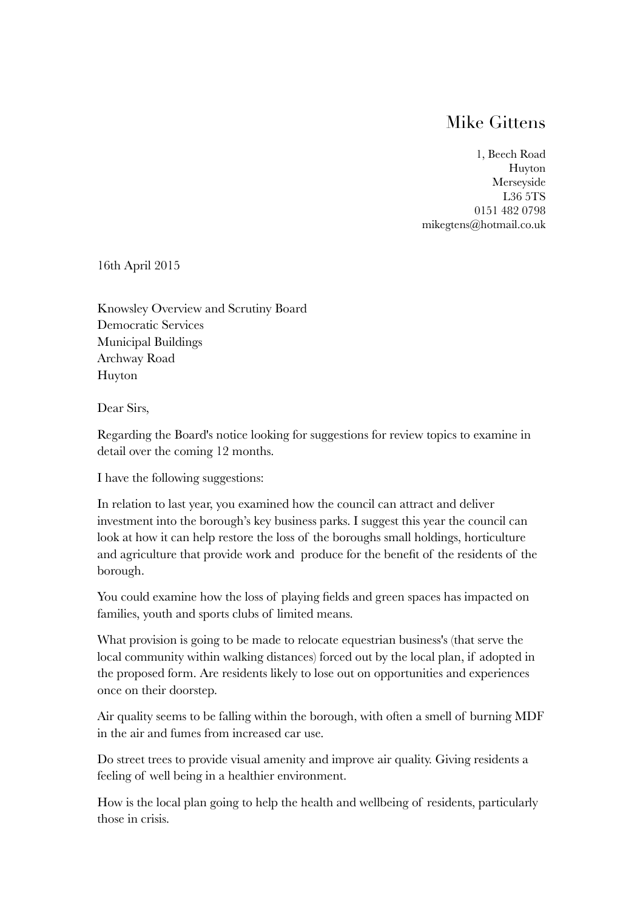Mike Gittens

1, Beech Road
Huyton
Merseyside
L36 5TS
0151 482 0798
mikegtens@hotmail.co.uk

16th April 2015

Knowsley Overview and Scrutiny Board
Democratic Services
Municipal Buildings
Archway Road
Huyton

Dear Sirs,

Regarding the Board's notice looking for suggestions for review topics to examine in detail over the coming 12 months.

I have the following suggestions:

In relation to last year, you examined how the council can attract and deliver investment into the borough's key business parks. I suggest this year the council can look at how it can help restore the loss of the boroughs small holdings, horticulture and agriculture that provide work and produce for the benefit of the residents of the borough.

You could examine how the loss of playing fields and green spaces has impacted on families, youth and sports clubs of limited means.

What provision is going to be made to relocate equestrian business's (that serve the local community within walking distances) forced out by the local plan, if adopted in the proposed form. Are residents likely to lose out on opportunities and experiences once on their doorstep.

Air quality seems to be falling within the borough, with often a smell of burning MDF in the air and fumes from increased car use.

Do street trees to provide visual amenity and improve air quality. Giving residents a feeling of well being in a healthier environment.

How is the local plan going to help the health and wellbeing of residents, particularly those in crisis.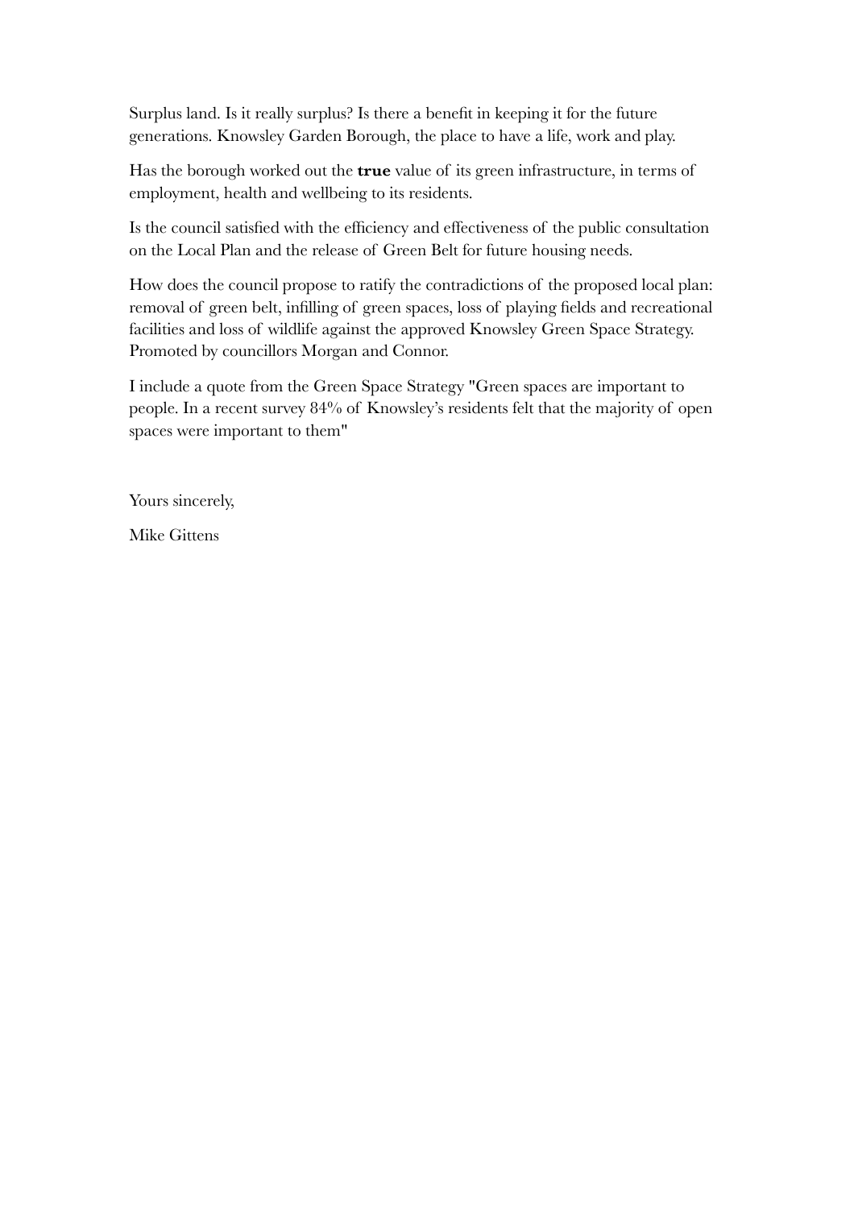Surplus land. Is it really surplus? Is there a benefit in keeping it for the future generations. Knowsley Garden Borough, the place to have a life, work and play.

Has the borough worked out the **true** value of its green infrastructure, in terms of employment, health and wellbeing to its residents.

Is the council satisfied with the efficiency and effectiveness of the public consultation on the Local Plan and the release of Green Belt for future housing needs.

How does the council propose to ratify the contradictions of the proposed local plan: removal of green belt, infilling of green spaces, loss of playing fields and recreational facilities and loss of wildlife against the approved Knowsley Green Space Strategy. Promoted by councillors Morgan and Connor.

I include a quote from the Green Space Strategy "Green spaces are important to people. In a recent survey 84% of Knowsley's residents felt that the majority of open spaces were important to them"

Yours sincerely,

Mike Gittens